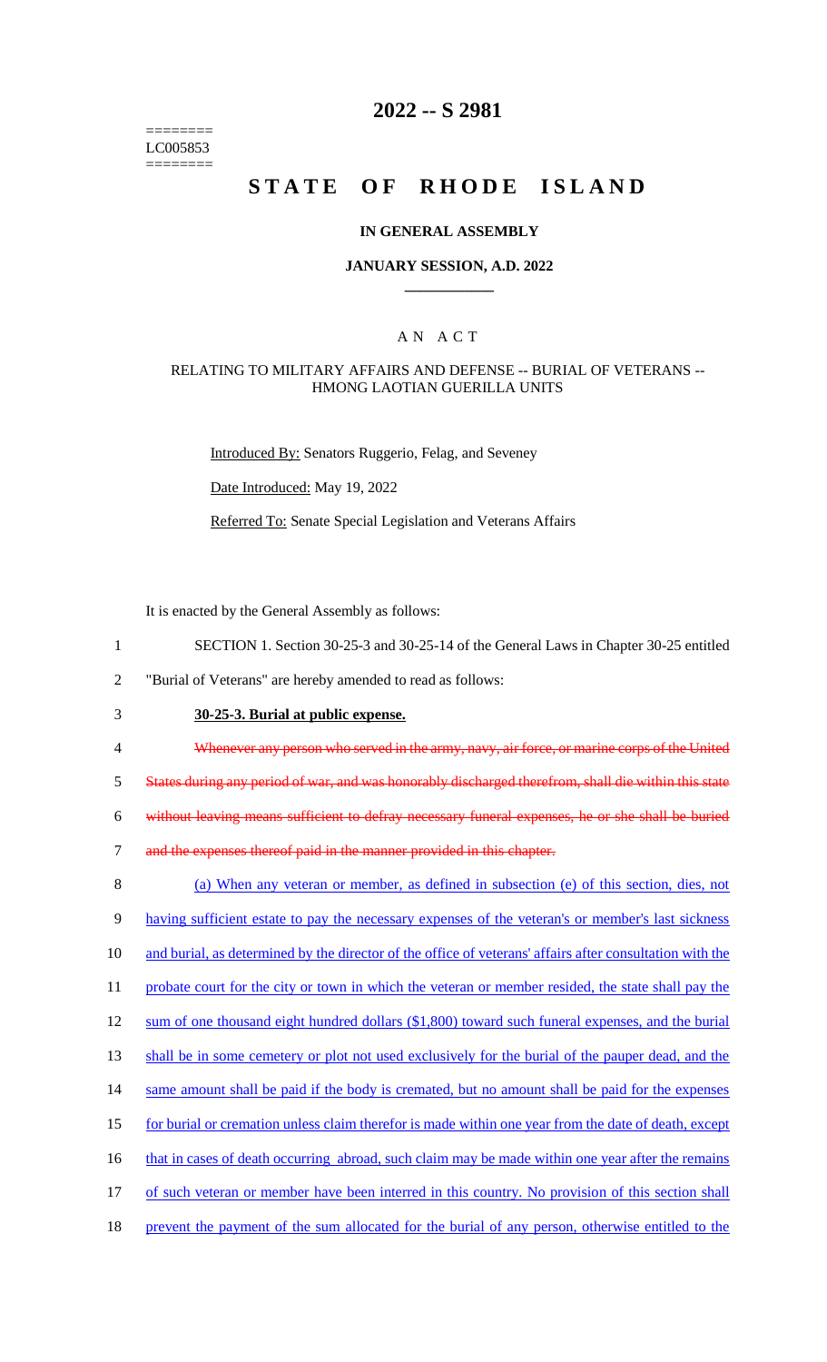========
LC005853
========

# 2022 -- S 2981

# STATE OF RHODE ISLAND

## IN GENERAL ASSEMBLY

### JANUARY SESSION, A.D. 2022

## A N A C T

### RELATING TO MILITARY AFFAIRS AND DEFENSE -- BURIAL OF VETERANS -- HMONG LAOTIAN GUERILLA UNITS

Introduced By: Senators Ruggerio, Felag, and Seveney

Date Introduced: May 19, 2022

Referred To: Senate Special Legislation and Veterans Affairs

It is enacted by the General Assembly as follows:

1 SECTION 1. Section 30-25-3 and 30-25-14 of the General Laws in Chapter 30-25 entitled
2 "Burial of Veterans" are hereby amended to read as follows:

3 **30-25-3. Burial at public expense.**

4 ~~Whenever any person who served in the army, navy, air force, or marine corps of the United~~
5 ~~States during any period of war, and was honorably discharged therefrom, shall die within this state~~
6 ~~without leaving means sufficient to defray necessary funeral expenses, he or she shall be buried~~
7 ~~and the expenses thereof paid in the manner provided in this chapter.~~

8 <u>(a) When any veteran or member, as defined in subsection (e) of this section, dies, not</u>
9 <u>having sufficient estate to pay the necessary expenses of the veteran's or member's last sickness</u>
10 <u>and burial, as determined by the director of the office of veterans' affairs after consultation with the</u>
11 <u>probate court for the city or town in which the veteran or member resided, the state shall pay the</u>
12 <u>sum of one thousand eight hundred dollars ($1,800) toward such funeral expenses, and the burial</u>
13 <u>shall be in some cemetery or plot not used exclusively for the burial of the pauper dead, and the</u>
14 <u>same amount shall be paid if the body is cremated, but no amount shall be paid for the expenses</u>
15 <u>for burial or cremation unless claim therefor is made within one year from the date of death, except</u>
16 <u>that in cases of death occurring abroad, such claim may be made within one year after the remains</u>
17 <u>of such veteran or member have been interred in this country. No provision of this section shall</u>
18 <u>prevent the payment of the sum allocated for the burial of any person, otherwise entitled to the</u>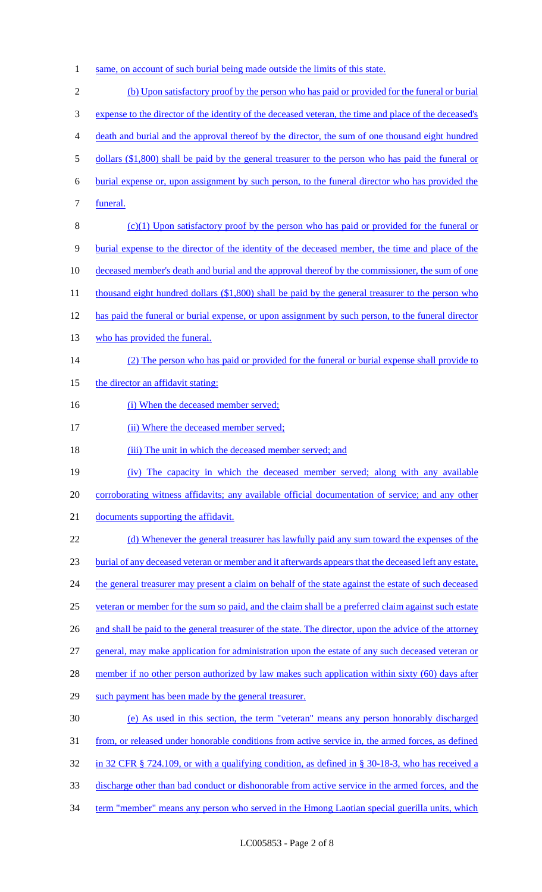same, on account of such burial being made outside the limits of this state.

(b) Upon satisfactory proof by the person who has paid or provided for the funeral or burial expense to the director of the identity of the deceased veteran, the time and place of the deceased's death and burial and the approval thereof by the director, the sum of one thousand eight hundred dollars ($1,800) shall be paid by the general treasurer to the person who has paid the funeral or burial expense or, upon assignment by such person, to the funeral director who has provided the funeral.

(c)(1) Upon satisfactory proof by the person who has paid or provided for the funeral or burial expense to the director of the identity of the deceased member, the time and place of the deceased member's death and burial and the approval thereof by the commissioner, the sum of one thousand eight hundred dollars ($1,800) shall be paid by the general treasurer to the person who has paid the funeral or burial expense, or upon assignment by such person, to the funeral director who has provided the funeral.

(2) The person who has paid or provided for the funeral or burial expense shall provide to the director an affidavit stating:

(i) When the deceased member served;

(ii) Where the deceased member served;

(iii) The unit in which the deceased member served; and

(iv) The capacity in which the deceased member served; along with any available corroborating witness affidavits; any available official documentation of service; and any other documents supporting the affidavit.

(d) Whenever the general treasurer has lawfully paid any sum toward the expenses of the burial of any deceased veteran or member and it afterwards appears that the deceased left any estate, the general treasurer may present a claim on behalf of the state against the estate of such deceased veteran or member for the sum so paid, and the claim shall be a preferred claim against such estate and shall be paid to the general treasurer of the state. The director, upon the advice of the attorney general, may make application for administration upon the estate of any such deceased veteran or member if no other person authorized by law makes such application within sixty (60) days after such payment has been made by the general treasurer.

(e) As used in this section, the term "veteran" means any person honorably discharged from, or released under honorable conditions from active service in, the armed forces, as defined in 32 CFR § 724.109, or with a qualifying condition, as defined in § 30-18-3, who has received a discharge other than bad conduct or dishonorable from active service in the armed forces, and the term "member" means any person who served in the Hmong Laotian special guerilla units, which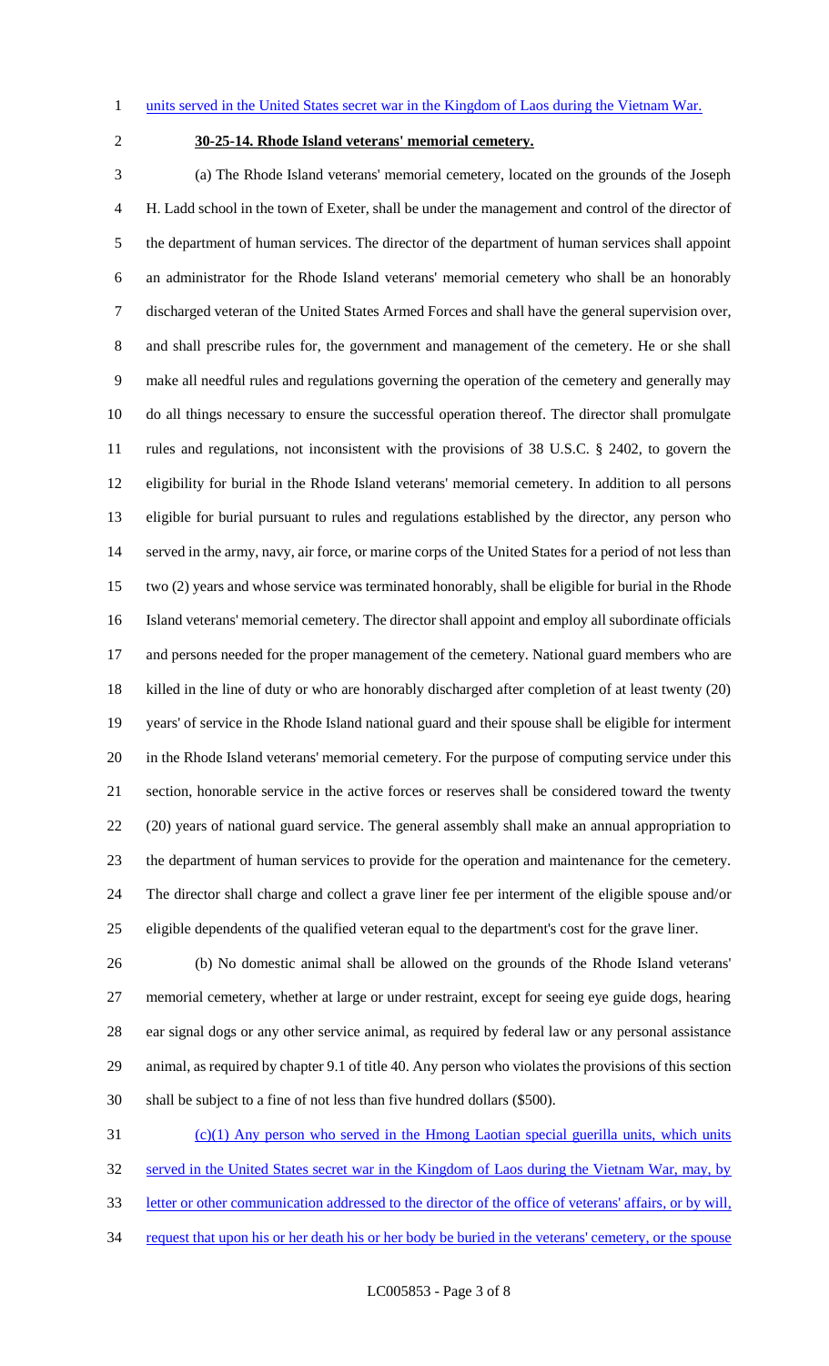units served in the United States secret war in the Kingdom of Laos during the Vietnam War.

**30-25-14. Rhode Island veterans' memorial cemetery.**

(a) The Rhode Island veterans' memorial cemetery, located on the grounds of the Joseph H. Ladd school in the town of Exeter, shall be under the management and control of the director of the department of human services. The director of the department of human services shall appoint an administrator for the Rhode Island veterans' memorial cemetery who shall be an honorably discharged veteran of the United States Armed Forces and shall have the general supervision over, and shall prescribe rules for, the government and management of the cemetery. He or she shall make all needful rules and regulations governing the operation of the cemetery and generally may do all things necessary to ensure the successful operation thereof. The director shall promulgate rules and regulations, not inconsistent with the provisions of 38 U.S.C. § 2402, to govern the eligibility for burial in the Rhode Island veterans' memorial cemetery. In addition to all persons eligible for burial pursuant to rules and regulations established by the director, any person who served in the army, navy, air force, or marine corps of the United States for a period of not less than two (2) years and whose service was terminated honorably, shall be eligible for burial in the Rhode Island veterans' memorial cemetery. The director shall appoint and employ all subordinate officials and persons needed for the proper management of the cemetery. National guard members who are killed in the line of duty or who are honorably discharged after completion of at least twenty (20) years' of service in the Rhode Island national guard and their spouse shall be eligible for interment in the Rhode Island veterans' memorial cemetery. For the purpose of computing service under this section, honorable service in the active forces or reserves shall be considered toward the twenty (20) years of national guard service. The general assembly shall make an annual appropriation to the department of human services to provide for the operation and maintenance for the cemetery. The director shall charge and collect a grave liner fee per interment of the eligible spouse and/or eligible dependents of the qualified veteran equal to the department's cost for the grave liner.

(b) No domestic animal shall be allowed on the grounds of the Rhode Island veterans' memorial cemetery, whether at large or under restraint, except for seeing eye guide dogs, hearing ear signal dogs or any other service animal, as required by federal law or any personal assistance animal, as required by chapter 9.1 of title 40. Any person who violates the provisions of this section shall be subject to a fine of not less than five hundred dollars ($500).

(c)(1) Any person who served in the Hmong Laotian special guerilla units, which units served in the United States secret war in the Kingdom of Laos during the Vietnam War, may, by letter or other communication addressed to the director of the office of veterans' affairs, or by will, request that upon his or her death his or her body be buried in the veterans' cemetery, or the spouse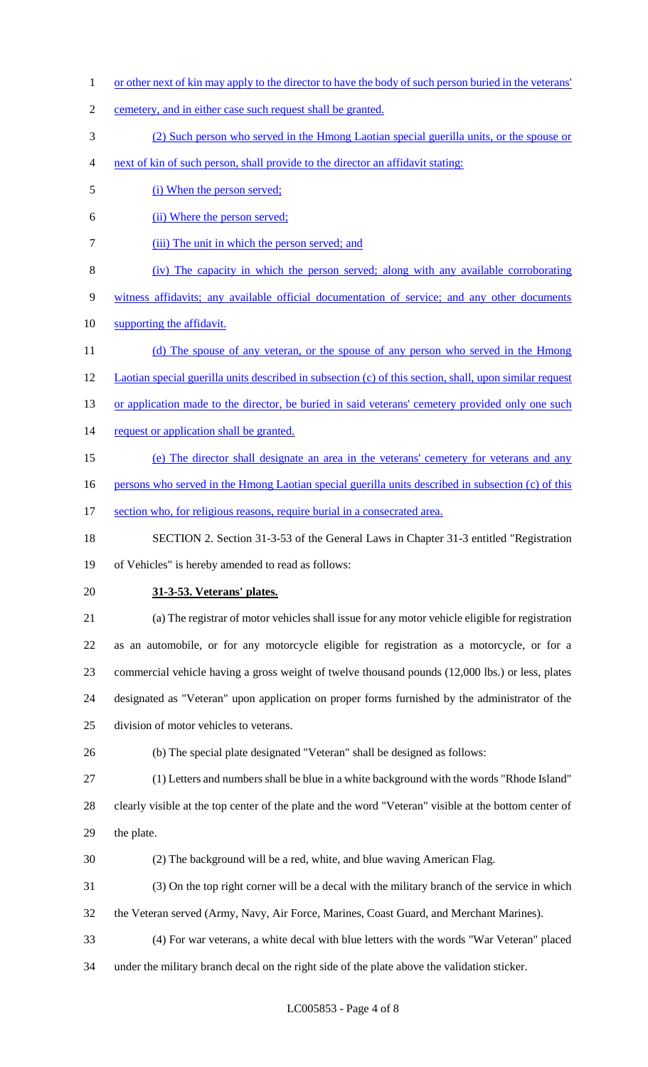or other next of kin may apply to the director to have the body of such person buried in the veterans' cemetery, and in either case such request shall be granted.

(2) Such person who served in the Hmong Laotian special guerilla units, or the spouse or next of kin of such person, shall provide to the director an affidavit stating:

(i) When the person served;

(ii) Where the person served;

(iii) The unit in which the person served; and

(iv) The capacity in which the person served; along with any available corroborating witness affidavits; any available official documentation of service; and any other documents supporting the affidavit.

(d) The spouse of any veteran, or the spouse of any person who served in the Hmong Laotian special guerilla units described in subsection (c) of this section, shall, upon similar request or application made to the director, be buried in said veterans' cemetery provided only one such request or application shall be granted.

(e) The director shall designate an area in the veterans' cemetery for veterans and any persons who served in the Hmong Laotian special guerilla units described in subsection (c) of this section who, for religious reasons, require burial in a consecrated area.

SECTION 2. Section 31-3-53 of the General Laws in Chapter 31-3 entitled "Registration of Vehicles" is hereby amended to read as follows:

**31-3-53. Veterans' plates.**

(a) The registrar of motor vehicles shall issue for any motor vehicle eligible for registration as an automobile, or for any motorcycle eligible for registration as a motorcycle, or for a commercial vehicle having a gross weight of twelve thousand pounds (12,000 lbs.) or less, plates designated as "Veteran" upon application on proper forms furnished by the administrator of the division of motor vehicles to veterans.

(b) The special plate designated "Veteran" shall be designed as follows:

(1) Letters and numbers shall be blue in a white background with the words "Rhode Island" clearly visible at the top center of the plate and the word "Veteran" visible at the bottom center of the plate.

(2) The background will be a red, white, and blue waving American Flag.

(3) On the top right corner will be a decal with the military branch of the service in which the Veteran served (Army, Navy, Air Force, Marines, Coast Guard, and Merchant Marines).

(4) For war veterans, a white decal with blue letters with the words "War Veteran" placed under the military branch decal on the right side of the plate above the validation sticker.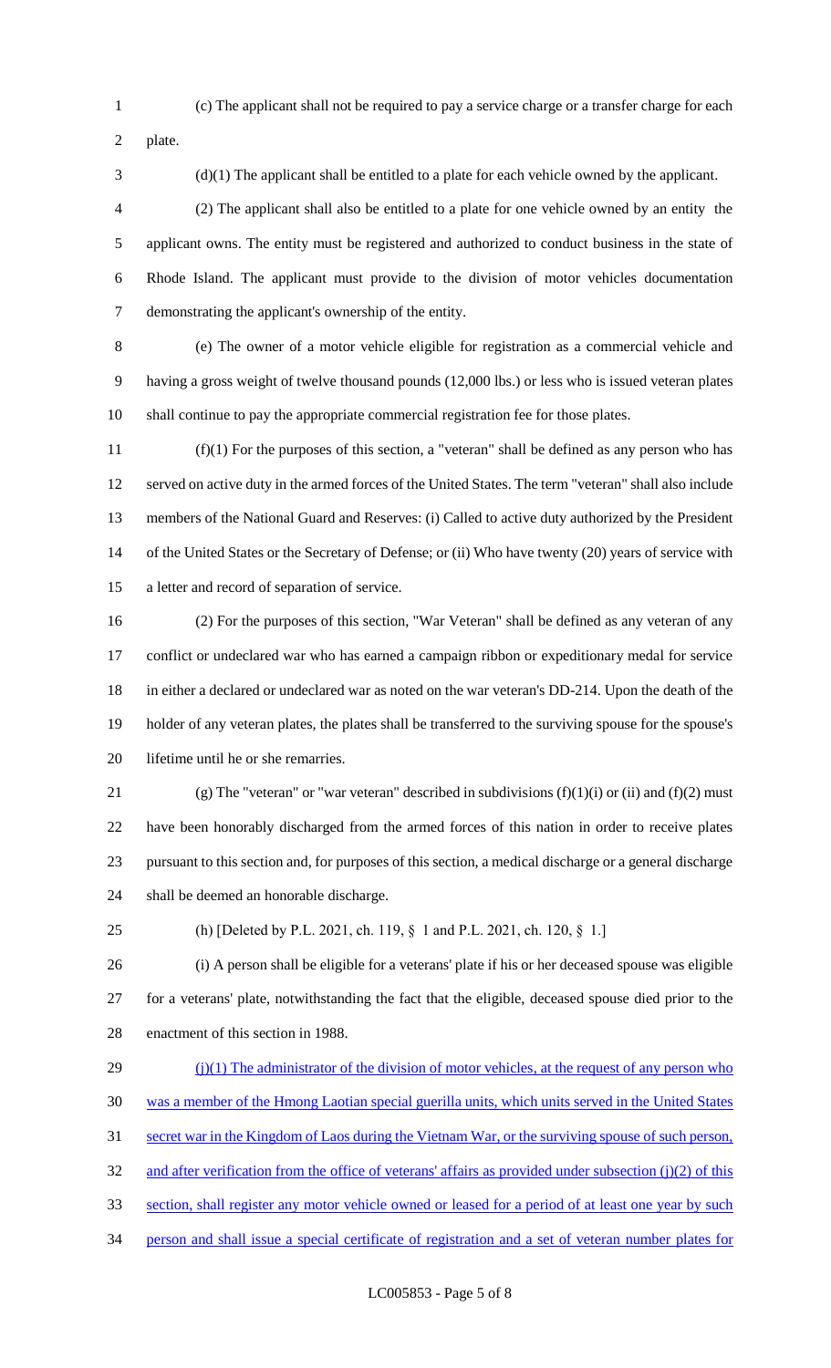(c) The applicant shall not be required to pay a service charge or a transfer charge for each plate.

(d)(1) The applicant shall be entitled to a plate for each vehicle owned by the applicant.

(2) The applicant shall also be entitled to a plate for one vehicle owned by an entity the applicant owns. The entity must be registered and authorized to conduct business in the state of Rhode Island. The applicant must provide to the division of motor vehicles documentation demonstrating the applicant's ownership of the entity.

(e) The owner of a motor vehicle eligible for registration as a commercial vehicle and having a gross weight of twelve thousand pounds (12,000 lbs.) or less who is issued veteran plates shall continue to pay the appropriate commercial registration fee for those plates.

(f)(1) For the purposes of this section, a "veteran" shall be defined as any person who has served on active duty in the armed forces of the United States. The term "veteran" shall also include members of the National Guard and Reserves: (i) Called to active duty authorized by the President of the United States or the Secretary of Defense; or (ii) Who have twenty (20) years of service with a letter and record of separation of service.

(2) For the purposes of this section, "War Veteran" shall be defined as any veteran of any conflict or undeclared war who has earned a campaign ribbon or expeditionary medal for service in either a declared or undeclared war as noted on the war veteran's DD-214. Upon the death of the holder of any veteran plates, the plates shall be transferred to the surviving spouse for the spouse's lifetime until he or she remarries.

(g) The "veteran" or "war veteran" described in subdivisions (f)(1)(i) or (ii) and (f)(2) must have been honorably discharged from the armed forces of this nation in order to receive plates pursuant to this section and, for purposes of this section, a medical discharge or a general discharge shall be deemed an honorable discharge.

(h) [Deleted by P.L. 2021, ch. 119, § 1 and P.L. 2021, ch. 120, § 1.]

(i) A person shall be eligible for a veterans' plate if his or her deceased spouse was eligible for a veterans' plate, notwithstanding the fact that the eligible, deceased spouse died prior to the enactment of this section in 1988.

<u>(j)(1) The administrator of the division of motor vehicles, at the request of any person who was a member of the Hmong Laotian special guerilla units, which units served in the United States secret war in the Kingdom of Laos during the Vietnam War, or the surviving spouse of such person, and after verification from the office of veterans' affairs as provided under subsection (j)(2) of this section, shall register any motor vehicle owned or leased for a period of at least one year by such person and shall issue a special certificate of registration and a set of veteran number plates for</u>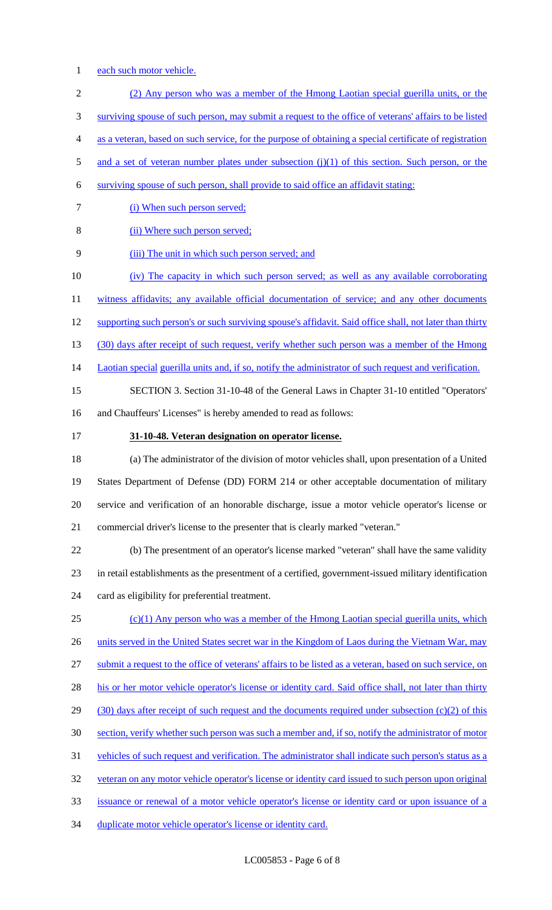each such motor vehicle.

(2) Any person who was a member of the Hmong Laotian special guerilla units, or the surviving spouse of such person, may submit a request to the office of veterans' affairs to be listed as a veteran, based on such service, for the purpose of obtaining a special certificate of registration and a set of veteran number plates under subsection (j)(1) of this section. Such person, or the surviving spouse of such person, shall provide to said office an affidavit stating:

(i) When such person served;

(ii) Where such person served;

(iii) The unit in which such person served; and

(iv) The capacity in which such person served; as well as any available corroborating witness affidavits; any available official documentation of service; and any other documents supporting such person's or such surviving spouse's affidavit. Said office shall, not later than thirty (30) days after receipt of such request, verify whether such person was a member of the Hmong Laotian special guerilla units and, if so, notify the administrator of such request and verification.

SECTION 3. Section 31-10-48 of the General Laws in Chapter 31-10 entitled "Operators' and Chauffeurs' Licenses" is hereby amended to read as follows:

**31-10-48. Veteran designation on operator license.**

(a) The administrator of the division of motor vehicles shall, upon presentation of a United States Department of Defense (DD) FORM 214 or other acceptable documentation of military service and verification of an honorable discharge, issue a motor vehicle operator's license or commercial driver's license to the presenter that is clearly marked "veteran."

(b) The presentment of an operator's license marked "veteran" shall have the same validity in retail establishments as the presentment of a certified, government-issued military identification card as eligibility for preferential treatment.

(c)(1) Any person who was a member of the Hmong Laotian special guerilla units, which units served in the United States secret war in the Kingdom of Laos during the Vietnam War, may submit a request to the office of veterans' affairs to be listed as a veteran, based on such service, on his or her motor vehicle operator's license or identity card. Said office shall, not later than thirty (30) days after receipt of such request and the documents required under subsection (c)(2) of this section, verify whether such person was such a member and, if so, notify the administrator of motor vehicles of such request and verification. The administrator shall indicate such person's status as a veteran on any motor vehicle operator's license or identity card issued to such person upon original issuance or renewal of a motor vehicle operator's license or identity card or upon issuance of a duplicate motor vehicle operator's license or identity card.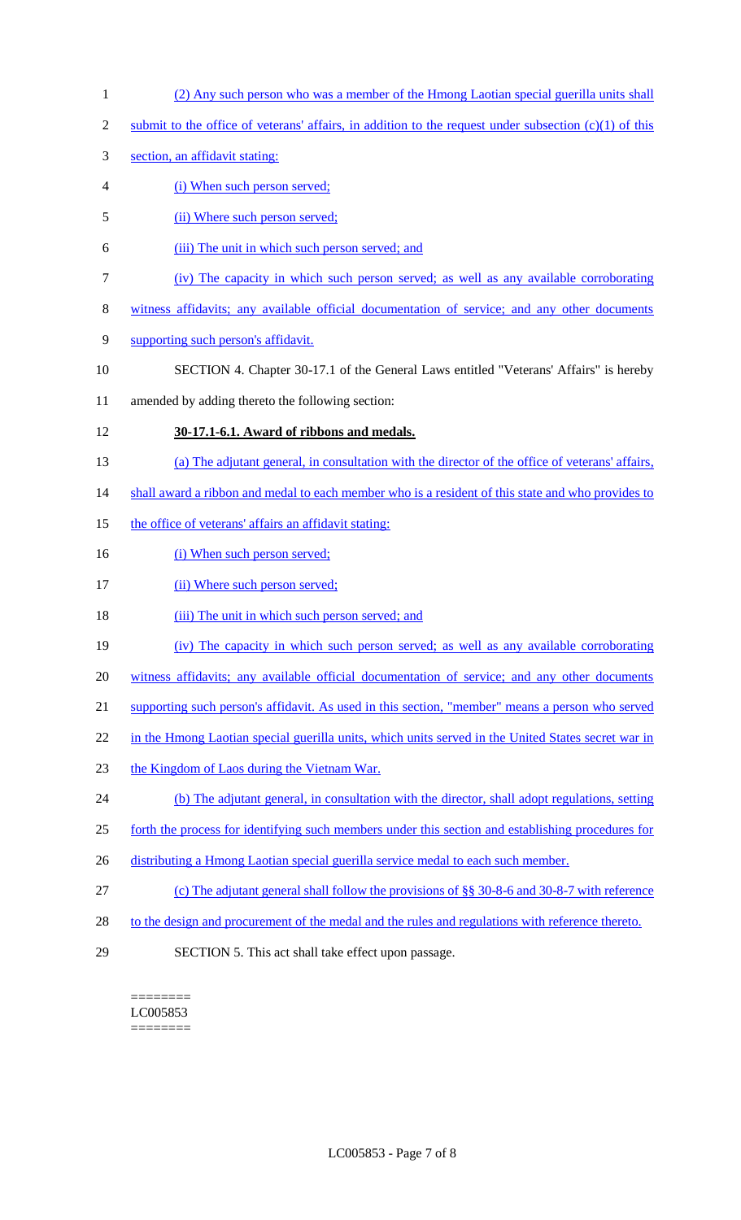(2) Any such person who was a member of the Hmong Laotian special guerilla units shall submit to the office of veterans' affairs, in addition to the request under subsection (c)(1) of this section, an affidavit stating:

(i) When such person served;

(ii) Where such person served;

(iii) The unit in which such person served; and

(iv) The capacity in which such person served; as well as any available corroborating witness affidavits; any available official documentation of service; and any other documents supporting such person's affidavit.

SECTION 4. Chapter 30-17.1 of the General Laws entitled "Veterans' Affairs" is hereby amended by adding thereto the following section:

**30-17.1-6.1. Award of ribbons and medals.**

(a) The adjutant general, in consultation with the director of the office of veterans' affairs, shall award a ribbon and medal to each member who is a resident of this state and who provides to the office of veterans' affairs an affidavit stating:

(i) When such person served;

(ii) Where such person served;

(iii) The unit in which such person served; and

(iv) The capacity in which such person served; as well as any available corroborating witness affidavits; any available official documentation of service; and any other documents supporting such person's affidavit. As used in this section, "member" means a person who served in the Hmong Laotian special guerilla units, which units served in the United States secret war in the Kingdom of Laos during the Vietnam War.

(b) The adjutant general, in consultation with the director, shall adopt regulations, setting forth the process for identifying such members under this section and establishing procedures for distributing a Hmong Laotian special guerilla service medal to each such member.

(c) The adjutant general shall follow the provisions of §§ 30-8-6 and 30-8-7 with reference to the design and procurement of the medal and the rules and regulations with reference thereto.

SECTION 5. This act shall take effect upon passage.

========
LC005853
========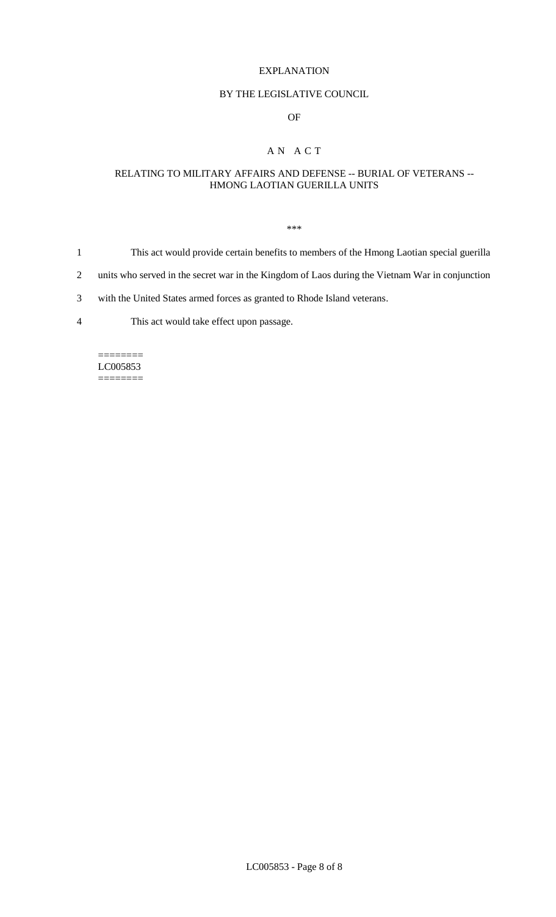EXPLANATION

BY THE LEGISLATIVE COUNCIL

OF

# A N A C T

RELATING TO MILITARY AFFAIRS AND DEFENSE -- BURIAL OF VETERANS -- HMONG LAOTIAN GUERILLA UNITS

\*\*\*

1 This act would provide certain benefits to members of the Hmong Laotian special guerilla
2 units who served in the secret war in the Kingdom of Laos during the Vietnam War in conjunction
3 with the United States armed forces as granted to Rhode Island veterans.
4 This act would take effect upon passage.

========
LC005853
========